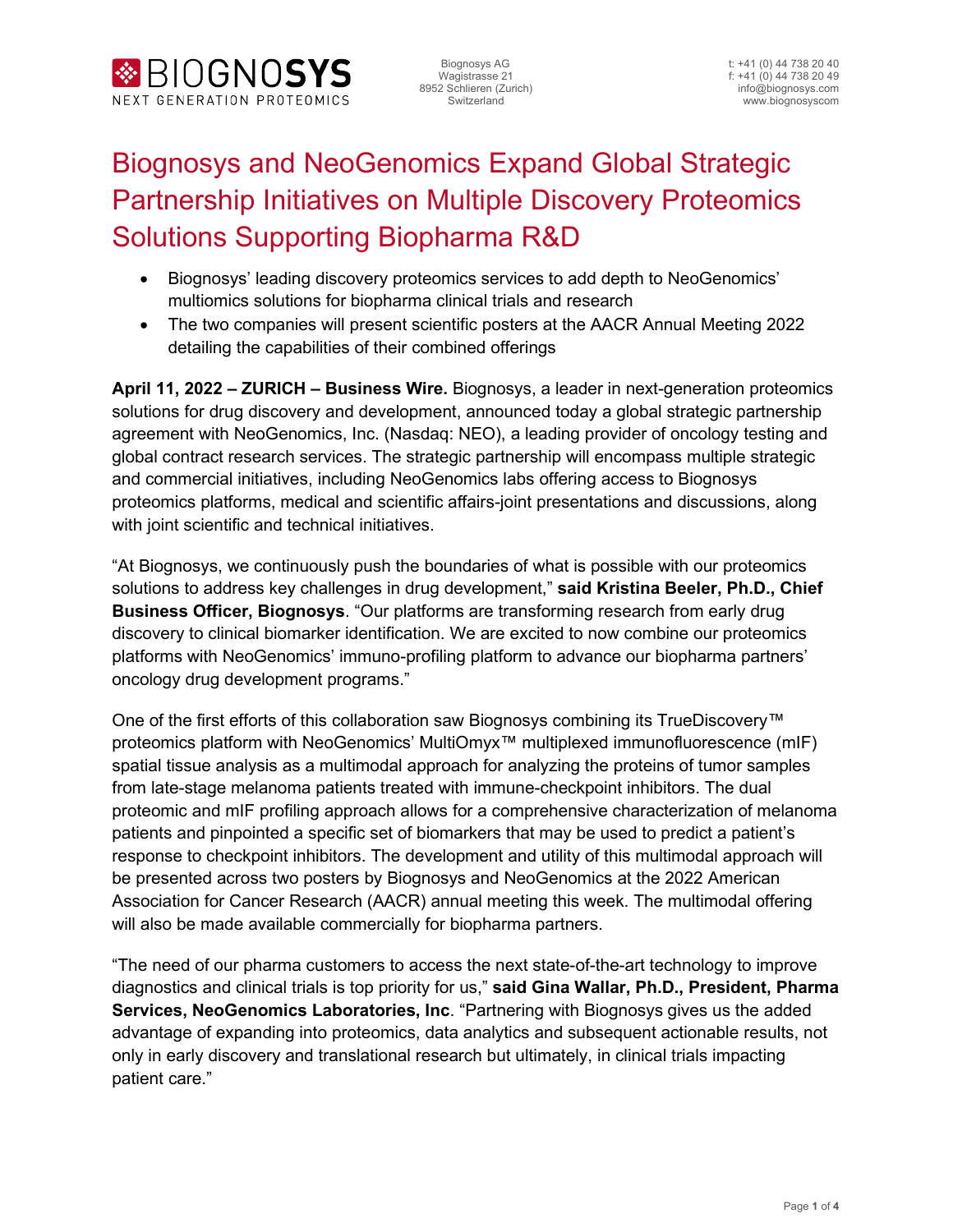Biognosys AG
Wagistrasse 21
8952 Schlieren (Zurich)
Switzerland

t: +41 (0) 44 738 20 40
f: +41 (0) 44 738 20 49
info@biognosys.com
www.biognosyscom

# Biognosys and NeoGenomics Expand Global Strategic Partnership Initiatives on Multiple Discovery Proteomics Solutions Supporting Biopharma R&D

- Biognosys' leading discovery proteomics services to add depth to NeoGenomics' multiomics solutions for biopharma clinical trials and research
- The two companies will present scientific posters at the AACR Annual Meeting 2022 detailing the capabilities of their combined offerings

**April 11, 2022 – ZURICH – Business Wire.** Biognosys, a leader in next-generation proteomics solutions for drug discovery and development, announced today a global strategic partnership agreement with NeoGenomics, Inc. (Nasdaq: NEO), a leading provider of oncology testing and global contract research services. The strategic partnership will encompass multiple strategic and commercial initiatives, including NeoGenomics labs offering access to Biognosys proteomics platforms, medical and scientific affairs-joint presentations and discussions, along with joint scientific and technical initiatives.

"At Biognosys, we continuously push the boundaries of what is possible with our proteomics solutions to address key challenges in drug development," **said Kristina Beeler, Ph.D., Chief Business Officer, Biognosys**. "Our platforms are transforming research from early drug discovery to clinical biomarker identification. We are excited to now combine our proteomics platforms with NeoGenomics' immuno-profiling platform to advance our biopharma partners' oncology drug development programs."

One of the first efforts of this collaboration saw Biognosys combining its TrueDiscovery™ proteomics platform with NeoGenomics' MultiOmyx™ multiplexed immunofluorescence (mIF) spatial tissue analysis as a multimodal approach for analyzing the proteins of tumor samples from late-stage melanoma patients treated with immune-checkpoint inhibitors. The dual proteomic and mIF profiling approach allows for a comprehensive characterization of melanoma patients and pinpointed a specific set of biomarkers that may be used to predict a patient's response to checkpoint inhibitors. The development and utility of this multimodal approach will be presented across two posters by Biognosys and NeoGenomics at the 2022 American Association for Cancer Research (AACR) annual meeting this week. The multimodal offering will also be made available commercially for biopharma partners.

"The need of our pharma customers to access the next state-of-the-art technology to improve diagnostics and clinical trials is top priority for us," **said Gina Wallar, Ph.D., President, Pharma Services, NeoGenomics Laboratories, Inc**. "Partnering with Biognosys gives us the added advantage of expanding into proteomics, data analytics and subsequent actionable results, not only in early discovery and translational research but ultimately, in clinical trials impacting patient care."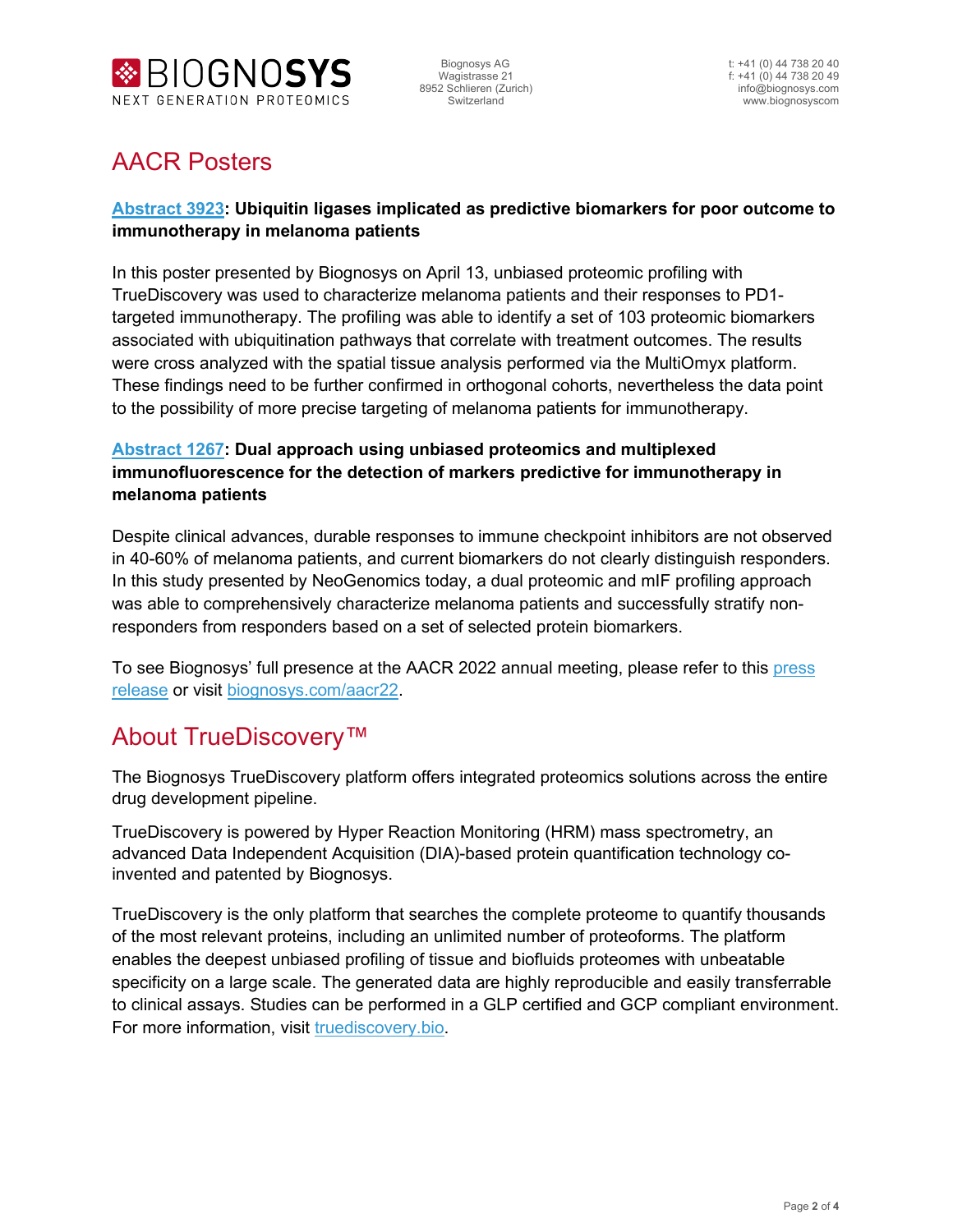## AACR Posters

**Abstract 3923: Ubiquitin ligases implicated as predictive biomarkers for poor outcome to immunotherapy in melanoma patients**

In this poster presented by Biognosys on April 13, unbiased proteomic profiling with TrueDiscovery was used to characterize melanoma patients and their responses to PD1-targeted immunotherapy. The profiling was able to identify a set of 103 proteomic biomarkers associated with ubiquitination pathways that correlate with treatment outcomes. The results were cross analyzed with the spatial tissue analysis performed via the MultiOmyx platform. These findings need to be further confirmed in orthogonal cohorts, nevertheless the data point to the possibility of more precise targeting of melanoma patients for immunotherapy.

**Abstract 1267: Dual approach using unbiased proteomics and multiplexed immunofluorescence for the detection of markers predictive for immunotherapy in melanoma patients**

Despite clinical advances, durable responses to immune checkpoint inhibitors are not observed in 40-60% of melanoma patients, and current biomarkers do not clearly distinguish responders. In this study presented by NeoGenomics today, a dual proteomic and mIF profiling approach was able to comprehensively characterize melanoma patients and successfully stratify non-responders from responders based on a set of selected protein biomarkers.

To see Biognosys' full presence at the AACR 2022 annual meeting, please refer to this press release or visit biognosys.com/aacr22.

## About TrueDiscovery™

The Biognosys TrueDiscovery platform offers integrated proteomics solutions across the entire drug development pipeline.

TrueDiscovery is powered by Hyper Reaction Monitoring (HRM) mass spectrometry, an advanced Data Independent Acquisition (DIA)-based protein quantification technology co-invented and patented by Biognosys.

TrueDiscovery is the only platform that searches the complete proteome to quantify thousands of the most relevant proteins, including an unlimited number of proteoforms. The platform enables the deepest unbiased profiling of tissue and biofluids proteomes with unbeatable specificity on a large scale. The generated data are highly reproducible and easily transferrable to clinical assays. Studies can be performed in a GLP certified and GCP compliant environment. For more information, visit truediscovery.bio.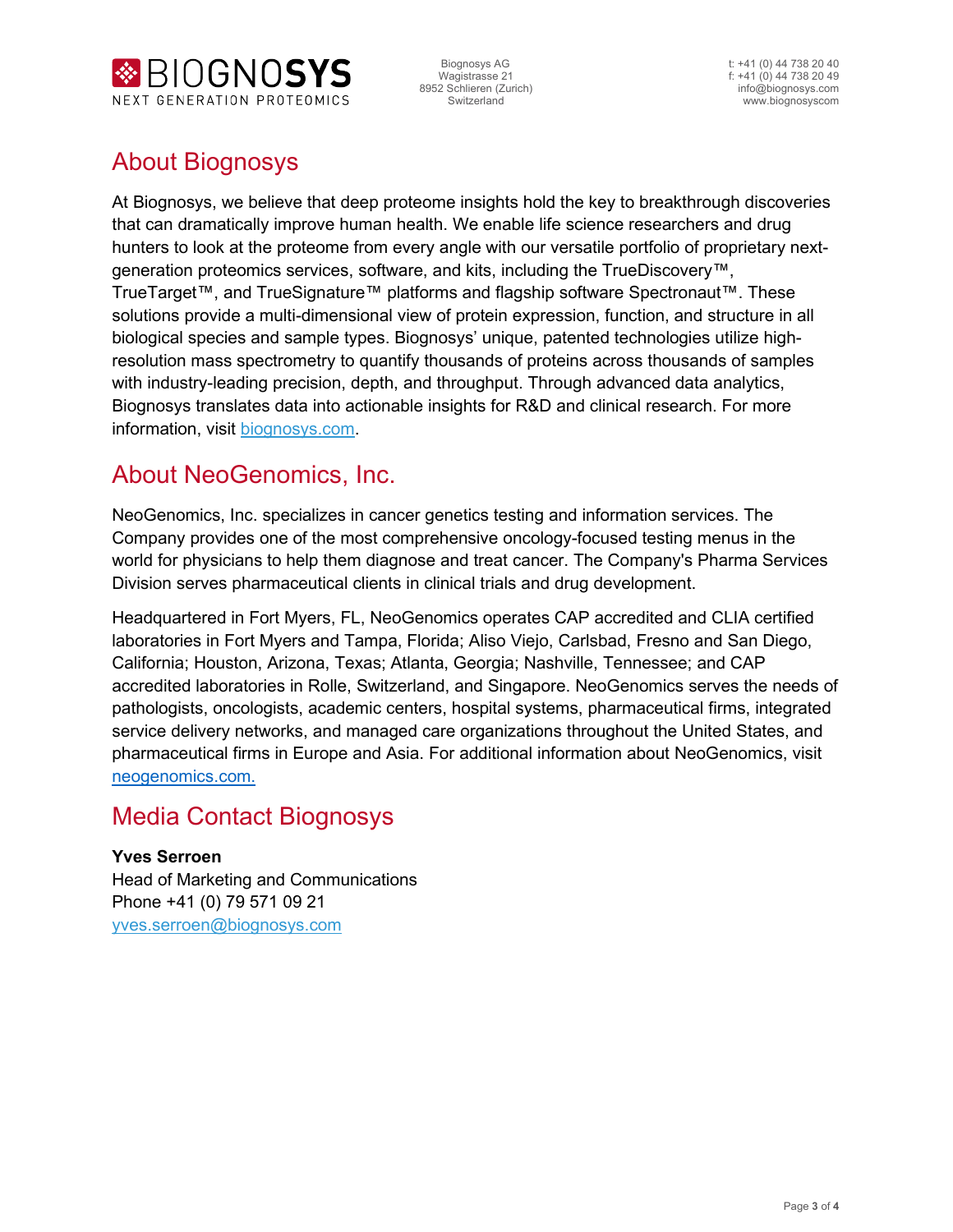## About Biognosys

At Biognosys, we believe that deep proteome insights hold the key to breakthrough discoveries that can dramatically improve human health. We enable life science researchers and drug hunters to look at the proteome from every angle with our versatile portfolio of proprietary next-generation proteomics services, software, and kits, including the TrueDiscovery™, TrueTarget™, and TrueSignature™ platforms and flagship software Spectronaut™. These solutions provide a multi-dimensional view of protein expression, function, and structure in all biological species and sample types. Biognosys' unique, patented technologies utilize high-resolution mass spectrometry to quantify thousands of proteins across thousands of samples with industry-leading precision, depth, and throughput. Through advanced data analytics, Biognosys translates data into actionable insights for R&D and clinical research. For more information, visit biognosys.com.

## About NeoGenomics, Inc.

NeoGenomics, Inc. specializes in cancer genetics testing and information services. The Company provides one of the most comprehensive oncology-focused testing menus in the world for physicians to help them diagnose and treat cancer. The Company's Pharma Services Division serves pharmaceutical clients in clinical trials and drug development.

Headquartered in Fort Myers, FL, NeoGenomics operates CAP accredited and CLIA certified laboratories in Fort Myers and Tampa, Florida; Aliso Viejo, Carlsbad, Fresno and San Diego, California; Houston, Arizona, Texas; Atlanta, Georgia; Nashville, Tennessee; and CAP accredited laboratories in Rolle, Switzerland, and Singapore. NeoGenomics serves the needs of pathologists, oncologists, academic centers, hospital systems, pharmaceutical firms, integrated service delivery networks, and managed care organizations throughout the United States, and pharmaceutical firms in Europe and Asia. For additional information about NeoGenomics, visit neogenomics.com.

## Media Contact Biognosys

**Yves Serroen**
Head of Marketing and Communications
Phone +41 (0) 79 571 09 21
yves.serroen@biognosys.com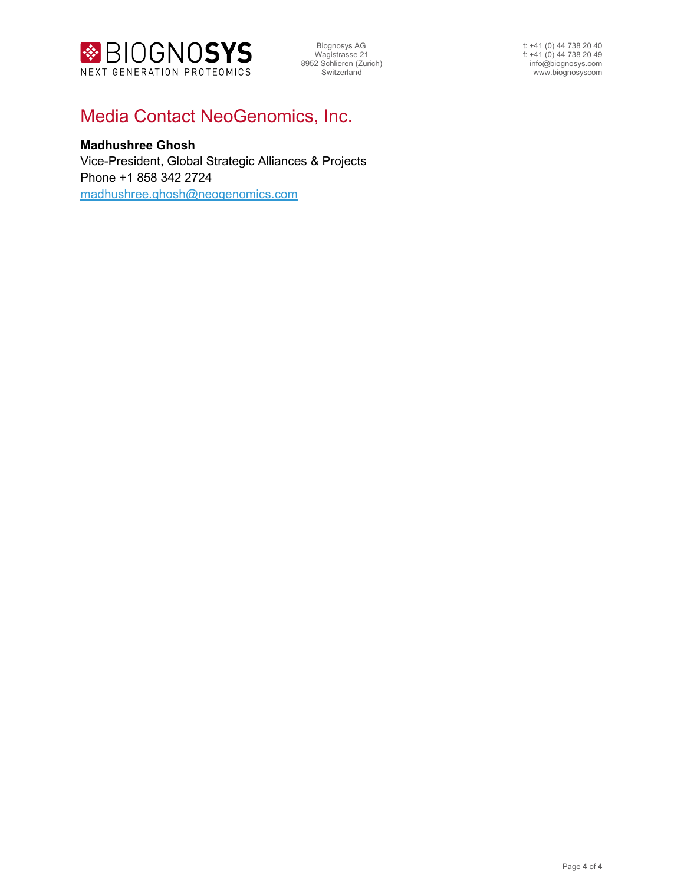## Media Contact NeoGenomics, Inc.

**Madhushree Ghosh**
Vice-President, Global Strategic Alliances & Projects
Phone +1 858 342 2724
madhushree.ghosh@neogenomics.com